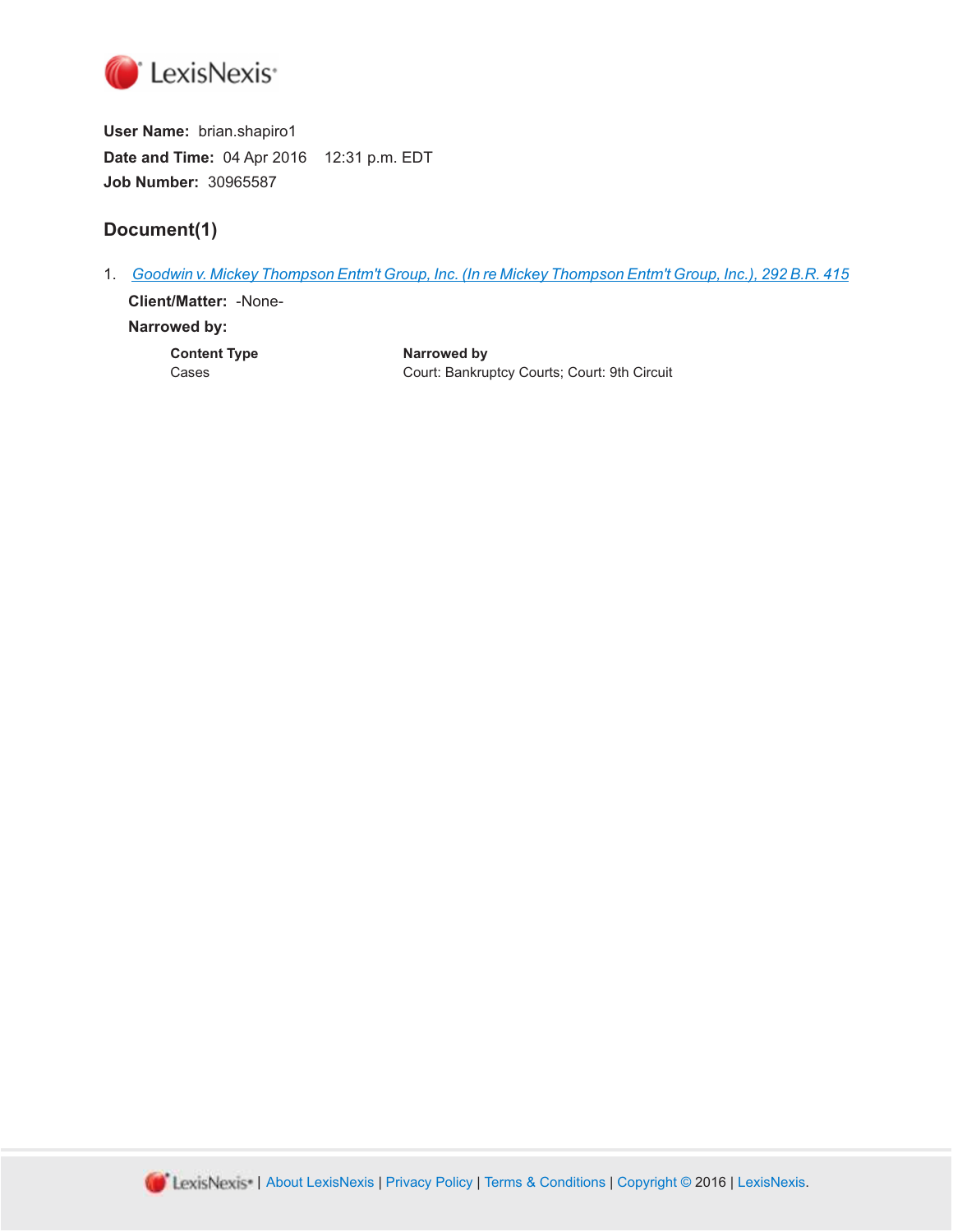LexisNexis

**User Name:** brian.shapiro1

**Date and Time:** 04 Apr 2016 12:31 p.m. EDT

**Job Number:** 30965587

## Document(1)

1. *Goodwin v. Mickey Thompson Entm't Group, Inc. (In re Mickey Thompson Entm't Group, Inc.), 292 B.R. 415*

   **Client/Matter:** -None-

   **Narrowed by:**

| Content Type | Narrowed by |
| --- | --- |
| Cases | Court: Bankruptcy Courts; Court: 9th Circuit |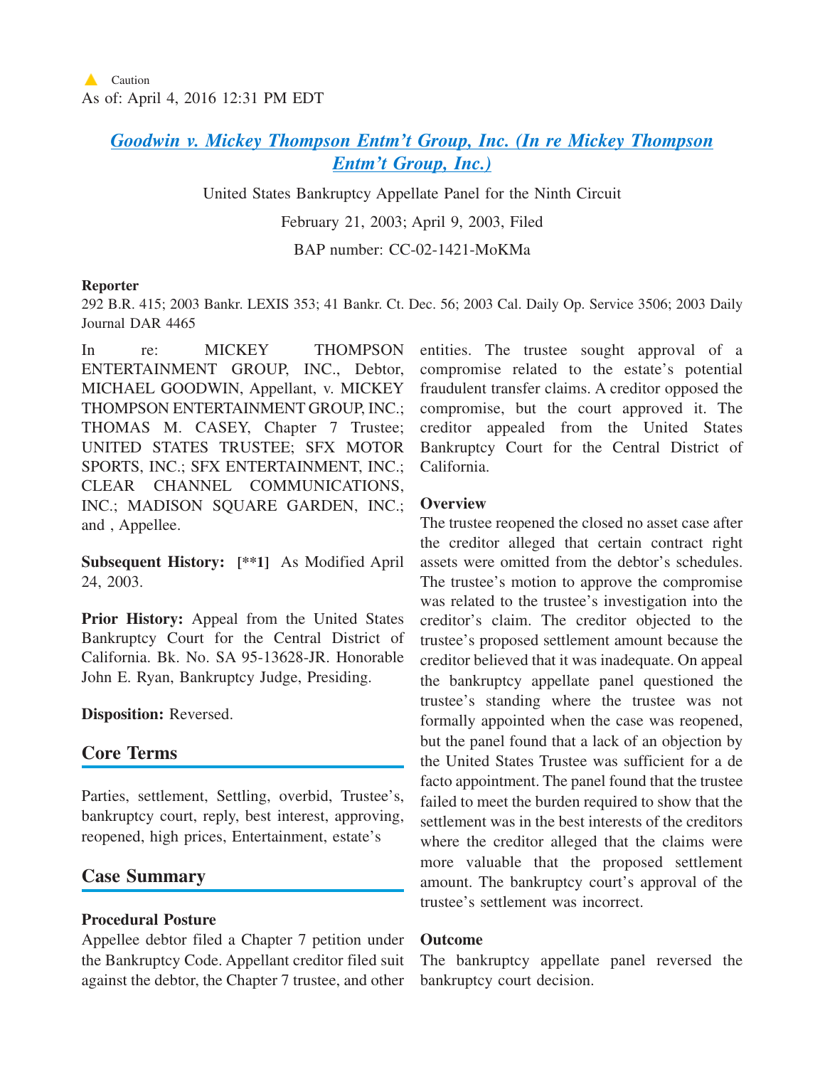⚠ Caution
As of: April 4, 2016 12:31 PM EDT

# *Goodwin v. Mickey Thompson Entm't Group, Inc. (In re Mickey Thompson Entm't Group, Inc.)*

United States Bankruptcy Appellate Panel for the Ninth Circuit

February 21, 2003; April 9, 2003, Filed

BAP number: CC-02-1421-MoKMa

**Reporter**

292 B.R. 415; 2003 Bankr. LEXIS 353; 41 Bankr. Ct. Dec. 56; 2003 Cal. Daily Op. Service 3506; 2003 Daily Journal DAR 4465

In re: MICKEY THOMPSON ENTERTAINMENT GROUP, INC., Debtor, MICHAEL GOODWIN, Appellant, v. MICKEY THOMPSON ENTERTAINMENT GROUP, INC.; THOMAS M. CASEY, Chapter 7 Trustee; UNITED STATES TRUSTEE; SFX MOTOR SPORTS, INC.; SFX ENTERTAINMENT, INC.; CLEAR CHANNEL COMMUNICATIONS, INC.; MADISON SQUARE GARDEN, INC.; and , Appellee.

**Subsequent History:** **[**1]** As Modified April 24, 2003.

**Prior History:** Appeal from the United States Bankruptcy Court for the Central District of California. Bk. No. SA 95-13628-JR. Honorable John E. Ryan, Bankruptcy Judge, Presiding.

**Disposition:** Reversed.

## Core Terms

Parties, settlement, Settling, overbid, Trustee's, bankruptcy court, reply, best interest, approving, reopened, high prices, Entertainment, estate's

## Case Summary

### Procedural Posture

Appellee debtor filed a Chapter 7 petition under the Bankruptcy Code. Appellant creditor filed suit against the debtor, the Chapter 7 trustee, and other entities. The trustee sought approval of a compromise related to the estate's potential fraudulent transfer claims. A creditor opposed the compromise, but the court approved it. The creditor appealed from the United States Bankruptcy Court for the Central District of California.

### Overview

The trustee reopened the closed no asset case after the creditor alleged that certain contract right assets were omitted from the debtor's schedules. The trustee's motion to approve the compromise was related to the trustee's investigation into the creditor's claim. The creditor objected to the trustee's proposed settlement amount because the creditor believed that it was inadequate. On appeal the bankruptcy appellate panel questioned the trustee's standing where the trustee was not formally appointed when the case was reopened, but the panel found that a lack of an objection by the United States Trustee was sufficient for a de facto appointment. The panel found that the trustee failed to meet the burden required to show that the settlement was in the best interests of the creditors where the creditor alleged that the claims were more valuable that the proposed settlement amount. The bankruptcy court's approval of the trustee's settlement was incorrect.

### Outcome

The bankruptcy appellate panel reversed the bankruptcy court decision.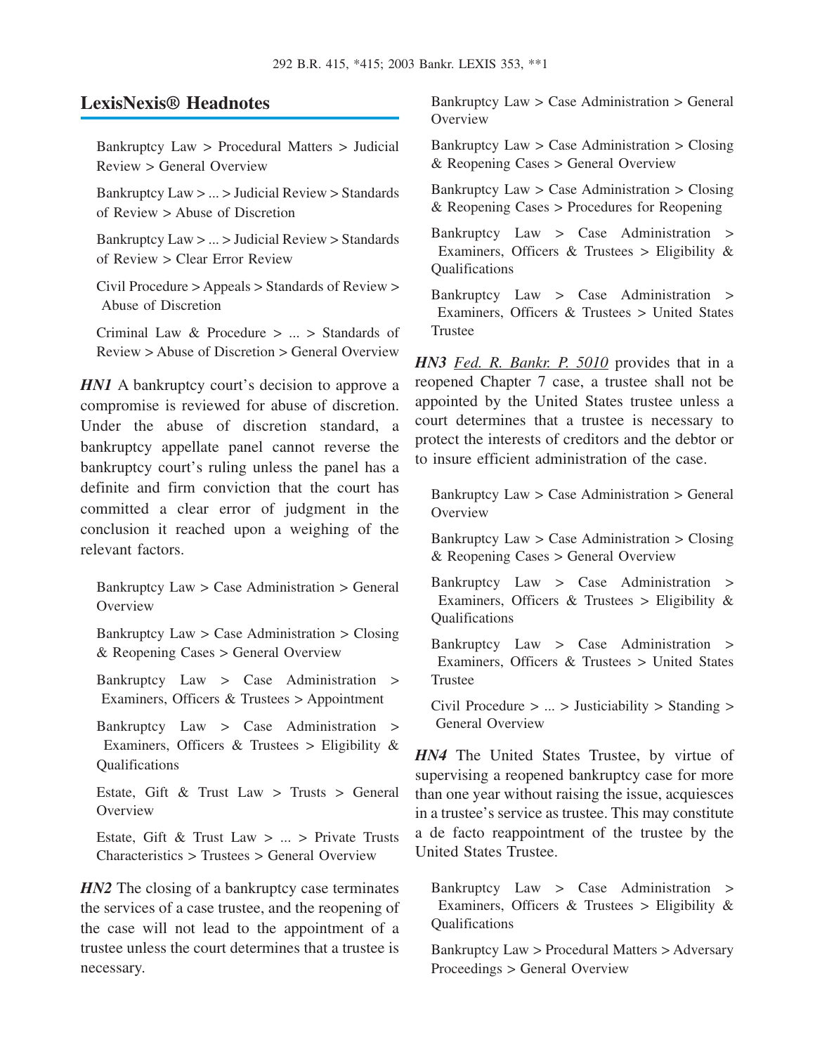## LexisNexis® Headnotes

Bankruptcy Law > Procedural Matters > Judicial Review > General Overview

Bankruptcy Law > ... > Judicial Review > Standards of Review > Abuse of Discretion

Bankruptcy Law > ... > Judicial Review > Standards of Review > Clear Error Review

Civil Procedure > Appeals > Standards of Review > Abuse of Discretion

Criminal Law & Procedure > ... > Standards of Review > Abuse of Discretion > General Overview

***HN1*** A bankruptcy court's decision to approve a compromise is reviewed for abuse of discretion. Under the abuse of discretion standard, a bankruptcy appellate panel cannot reverse the bankruptcy court's ruling unless the panel has a definite and firm conviction that the court has committed a clear error of judgment in the conclusion it reached upon a weighing of the relevant factors.

Bankruptcy Law > Case Administration > General Overview

Bankruptcy Law > Case Administration > Closing & Reopening Cases > General Overview

Bankruptcy Law > Case Administration > Examiners, Officers & Trustees > Appointment

Bankruptcy Law > Case Administration > Examiners, Officers & Trustees > Eligibility & Qualifications

Estate, Gift & Trust Law > Trusts > General Overview

Estate, Gift & Trust Law > ... > Private Trusts Characteristics > Trustees > General Overview

***HN2*** The closing of a bankruptcy case terminates the services of a case trustee, and the reopening of the case will not lead to the appointment of a trustee unless the court determines that a trustee is necessary.

Bankruptcy Law > Case Administration > General Overview

Bankruptcy Law > Case Administration > Closing & Reopening Cases > General Overview

Bankruptcy Law > Case Administration > Closing & Reopening Cases > Procedures for Reopening

Bankruptcy Law > Case Administration > Examiners, Officers & Trustees > Eligibility & Qualifications

Bankruptcy Law > Case Administration > Examiners, Officers & Trustees > United States Trustee

***HN3*** *Fed. R. Bankr. P. 5010* provides that in a reopened Chapter 7 case, a trustee shall not be appointed by the United States trustee unless a court determines that a trustee is necessary to protect the interests of creditors and the debtor or to insure efficient administration of the case.

Bankruptcy Law > Case Administration > General Overview

Bankruptcy Law > Case Administration > Closing & Reopening Cases > General Overview

Bankruptcy Law > Case Administration > Examiners, Officers & Trustees > Eligibility & Qualifications

Bankruptcy Law > Case Administration > Examiners, Officers & Trustees > United States Trustee

Civil Procedure > ... > Justiciability > Standing > General Overview

***HN4*** The United States Trustee, by virtue of supervising a reopened bankruptcy case for more than one year without raising the issue, acquiesces in a trustee's service as trustee. This may constitute a de facto reappointment of the trustee by the United States Trustee.

Bankruptcy Law > Case Administration > Examiners, Officers & Trustees > Eligibility & Qualifications

Bankruptcy Law > Procedural Matters > Adversary Proceedings > General Overview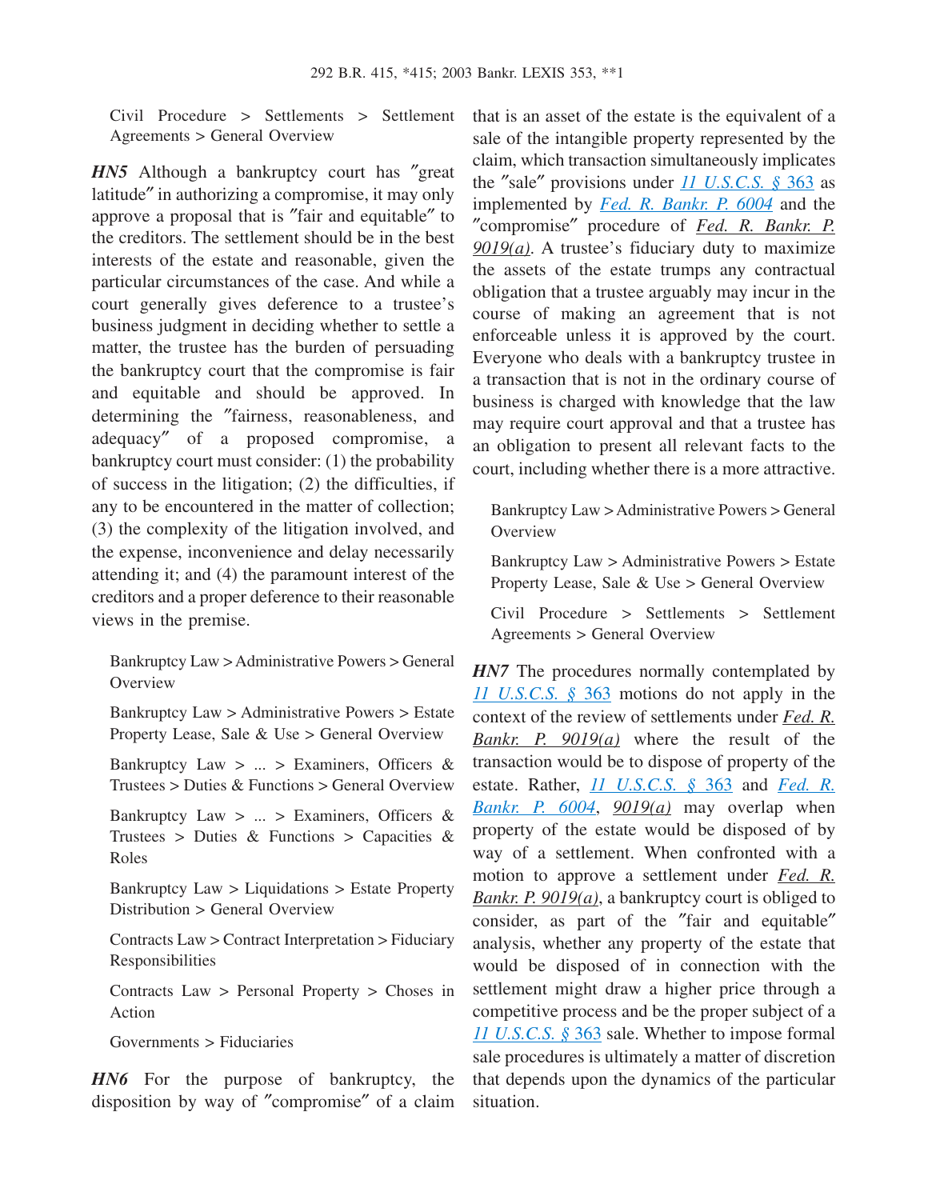Civil Procedure > Settlements > Settlement Agreements > General Overview

***HN5*** Although a bankruptcy court has ″great latitude″ in authorizing a compromise, it may only approve a proposal that is ″fair and equitable″ to the creditors. The settlement should be in the best interests of the estate and reasonable, given the particular circumstances of the case. And while a court generally gives deference to a trustee's business judgment in deciding whether to settle a matter, the trustee has the burden of persuading the bankruptcy court that the compromise is fair and equitable and should be approved. In determining the ″fairness, reasonableness, and adequacy″ of a proposed compromise, a bankruptcy court must consider: (1) the probability of success in the litigation; (2) the difficulties, if any to be encountered in the matter of collection; (3) the complexity of the litigation involved, and the expense, inconvenience and delay necessarily attending it; and (4) the paramount interest of the creditors and a proper deference to their reasonable views in the premise.

Bankruptcy Law > Administrative Powers > General Overview

Bankruptcy Law > Administrative Powers > Estate Property Lease, Sale & Use > General Overview

Bankruptcy Law > ... > Examiners, Officers & Trustees > Duties & Functions > General Overview

Bankruptcy Law > ... > Examiners, Officers & Trustees > Duties & Functions > Capacities & Roles

Bankruptcy Law > Liquidations > Estate Property Distribution > General Overview

Contracts Law > Contract Interpretation > Fiduciary Responsibilities

Contracts Law > Personal Property > Choses in Action

Governments > Fiduciaries

***HN6*** For the purpose of bankruptcy, the disposition by way of ″compromise″ of a claim that is an asset of the estate is the equivalent of a sale of the intangible property represented by the claim, which transaction simultaneously implicates the ″sale″ provisions under *11 U.S.C.S. § 363* as implemented by *Fed. R. Bankr. P. 6004* and the ″compromise″ procedure of *Fed. R. Bankr. P. 9019(a)*. A trustee's fiduciary duty to maximize the assets of the estate trumps any contractual obligation that a trustee arguably may incur in the course of making an agreement that is not enforceable unless it is approved by the court. Everyone who deals with a bankruptcy trustee in a transaction that is not in the ordinary course of business is charged with knowledge that the law may require court approval and that a trustee has an obligation to present all relevant facts to the court, including whether there is a more attractive.

Bankruptcy Law > Administrative Powers > General Overview

Bankruptcy Law > Administrative Powers > Estate Property Lease, Sale & Use > General Overview

Civil Procedure > Settlements > Settlement Agreements > General Overview

***HN7*** The procedures normally contemplated by *11 U.S.C.S. § 363* motions do not apply in the context of the review of settlements under *Fed. R. Bankr. P. 9019(a)* where the result of the transaction would be to dispose of property of the estate. Rather, *11 U.S.C.S. § 363* and *Fed. R. Bankr. P. 6004*, *9019(a)* may overlap when property of the estate would be disposed of by way of a settlement. When confronted with a motion to approve a settlement under *Fed. R. Bankr. P. 9019(a)*, a bankruptcy court is obliged to consider, as part of the ″fair and equitable″ analysis, whether any property of the estate that would be disposed of in connection with the settlement might draw a higher price through a competitive process and be the proper subject of a *11 U.S.C.S. § 363* sale. Whether to impose formal sale procedures is ultimately a matter of discretion that depends upon the dynamics of the particular situation.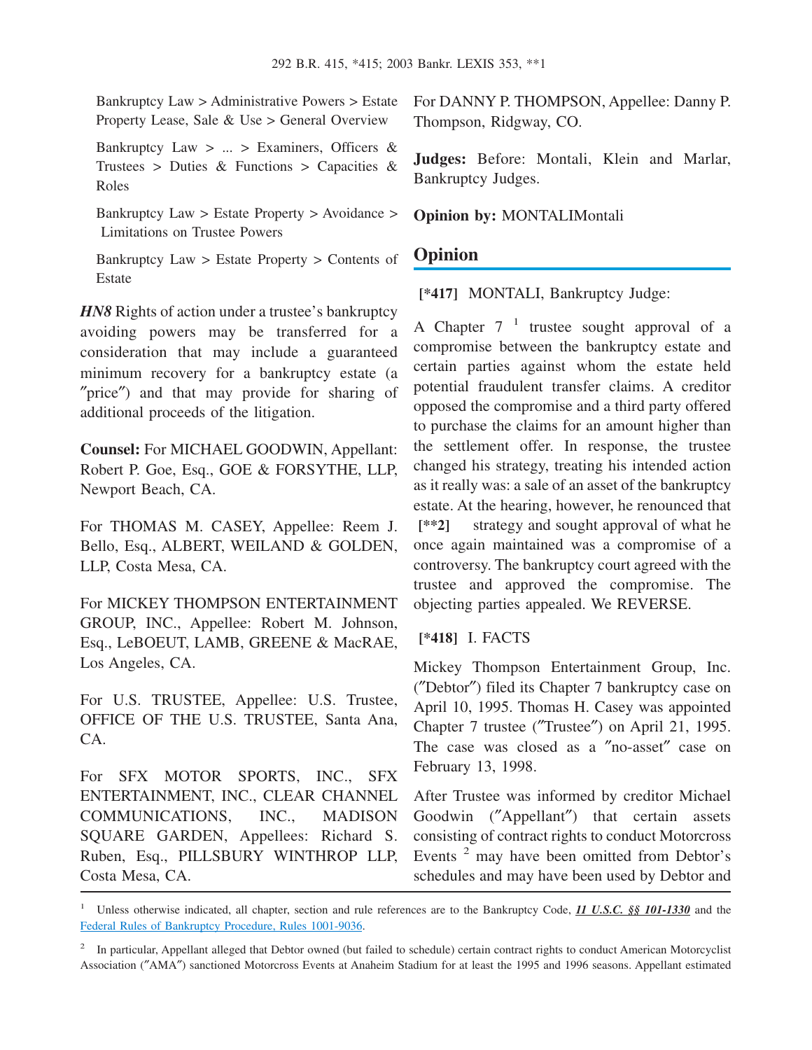Bankruptcy Law > Administrative Powers > Estate Property Lease, Sale & Use > General Overview

Bankruptcy Law > ... > Examiners, Officers & Trustees > Duties & Functions > Capacities & Roles

Bankruptcy Law > Estate Property > Avoidance > Limitations on Trustee Powers

Bankruptcy Law > Estate Property > Contents of Estate

***HN8*** Rights of action under a trustee's bankruptcy avoiding powers may be transferred for a consideration that may include a guaranteed minimum recovery for a bankruptcy estate (a ″price″) and that may provide for sharing of additional proceeds of the litigation.

**Counsel:** For MICHAEL GOODWIN, Appellant: Robert P. Goe, Esq., GOE & FORSYTHE, LLP, Newport Beach, CA.

For THOMAS M. CASEY, Appellee: Reem J. Bello, Esq., ALBERT, WEILAND & GOLDEN, LLP, Costa Mesa, CA.

For MICKEY THOMPSON ENTERTAINMENT GROUP, INC., Appellee: Robert M. Johnson, Esq., LeBOEUT, LAMB, GREENE & MacRAE, Los Angeles, CA.

For U.S. TRUSTEE, Appellee: U.S. Trustee, OFFICE OF THE U.S. TRUSTEE, Santa Ana, CA.

For SFX MOTOR SPORTS, INC., SFX ENTERTAINMENT, INC., CLEAR CHANNEL COMMUNICATIONS, INC., MADISON SQUARE GARDEN, Appellees: Richard S. Ruben, Esq., PILLSBURY WINTHROP LLP, Costa Mesa, CA.

For DANNY P. THOMPSON, Appellee: Danny P. Thompson, Ridgway, CO.

**Judges:** Before: Montali, Klein and Marlar, Bankruptcy Judges.

**Opinion by:** MONTALIMontali

## Opinion

**[\*417]** MONTALI, Bankruptcy Judge:

A Chapter 7 [1] trustee sought approval of a compromise between the bankruptcy estate and certain parties against whom the estate held potential fraudulent transfer claims. A creditor opposed the compromise and a third party offered to purchase the claims for an amount higher than the settlement offer. In response, the trustee changed his strategy, treating his intended action as it really was: a sale of an asset of the bankruptcy estate. At the hearing, however, he renounced that **[\*\*2]** strategy and sought approval of what he once again maintained was a compromise of a controversy. The bankruptcy court agreed with the trustee and approved the compromise. The objecting parties appealed. We REVERSE.

**[\*418]** I. FACTS

Mickey Thompson Entertainment Group, Inc. (″Debtor″) filed its Chapter 7 bankruptcy case on April 10, 1995. Thomas H. Casey was appointed Chapter 7 trustee (″Trustee″) on April 21, 1995. The case was closed as a ″no-asset″ case on February 13, 1998.

After Trustee was informed by creditor Michael Goodwin (″Appellant″) that certain assets consisting of contract rights to conduct Motorcross Events [2] may have been omitted from Debtor's schedules and may have been used by Debtor and

---

[1] Unless otherwise indicated, all chapter, section and rule references are to the Bankruptcy Code, ***11 U.S.C. §§ 101-1330*** and the Federal Rules of Bankruptcy Procedure, Rules 1001-9036.

[2] In particular, Appellant alleged that Debtor owned (but failed to schedule) certain contract rights to conduct American Motorcyclist Association (″AMA″) sanctioned Motorcross Events at Anaheim Stadium for at least the 1995 and 1996 seasons. Appellant estimated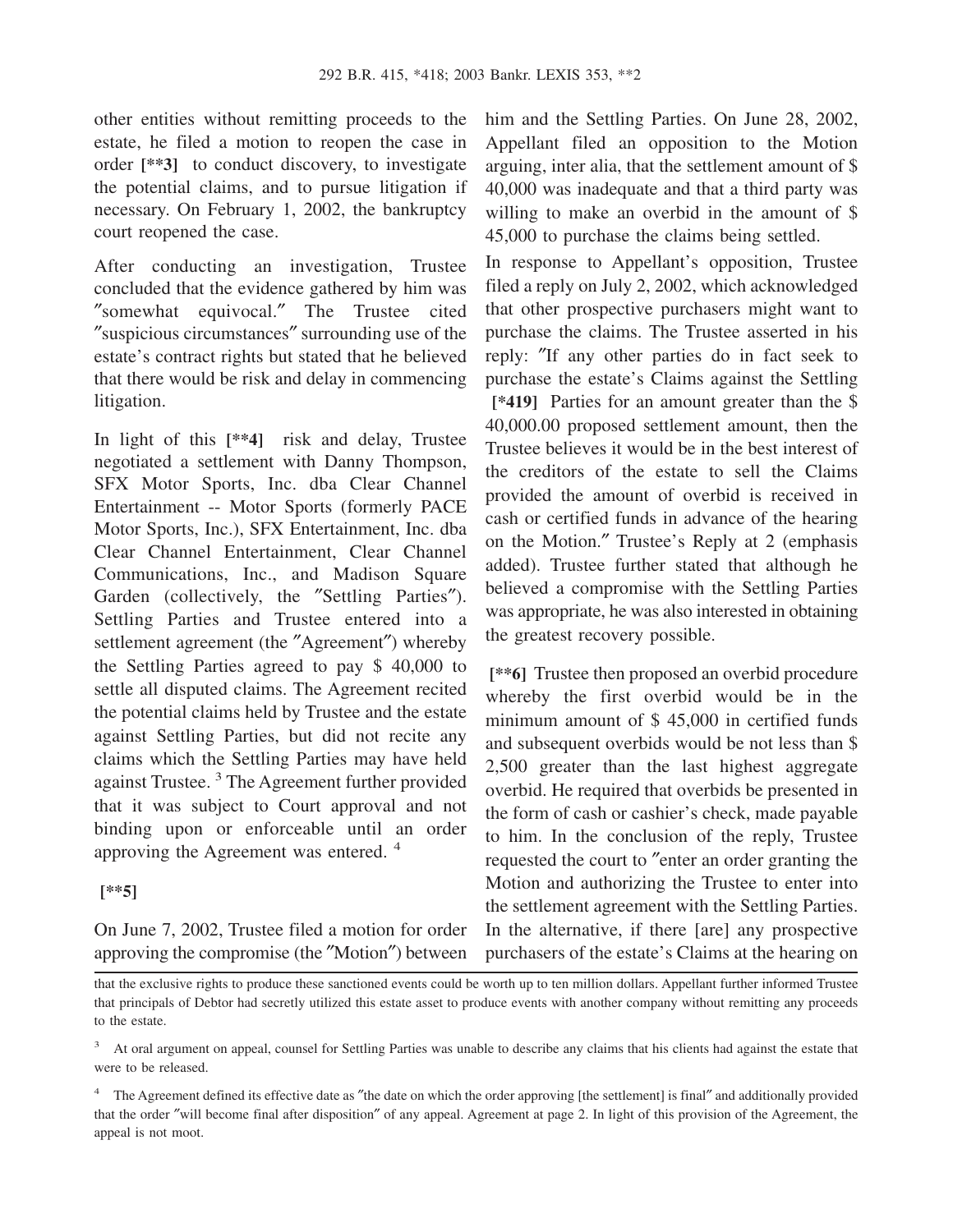other entities without remitting proceeds to the estate, he filed a motion to reopen the case in order **[**3]** to conduct discovery, to investigate the potential claims, and to pursue litigation if necessary. On February 1, 2002, the bankruptcy court reopened the case.

After conducting an investigation, Trustee concluded that the evidence gathered by him was "somewhat equivocal." The Trustee cited "suspicious circumstances" surrounding use of the estate's contract rights but stated that he believed that there would be risk and delay in commencing litigation.

In light of this **[**4]** risk and delay, Trustee negotiated a settlement with Danny Thompson, SFX Motor Sports, Inc. dba Clear Channel Entertainment -- Motor Sports (formerly PACE Motor Sports, Inc.), SFX Entertainment, Inc. dba Clear Channel Entertainment, Clear Channel Communications, Inc., and Madison Square Garden (collectively, the "Settling Parties"). Settling Parties and Trustee entered into a settlement agreement (the "Agreement") whereby the Settling Parties agreed to pay $ 40,000 to settle all disputed claims. The Agreement recited the potential claims held by Trustee and the estate against Settling Parties, but did not recite any claims which the Settling Parties may have held against Trustee. [3] The Agreement further provided that it was subject to Court approval and not binding upon or enforceable until an order approving the Agreement was entered. [4]

**[**5]**

On June 7, 2002, Trustee filed a motion for order approving the compromise (the "Motion") between him and the Settling Parties. On June 28, 2002, Appellant filed an opposition to the Motion arguing, inter alia, that the settlement amount of $ 40,000 was inadequate and that a third party was willing to make an overbid in the amount of $ 45,000 to purchase the claims being settled.

In response to Appellant's opposition, Trustee filed a reply on July 2, 2002, which acknowledged that other prospective purchasers might want to purchase the claims. The Trustee asserted in his reply: "If any other parties do in fact seek to purchase the estate's Claims against the Settling **[*419]** Parties for an amount greater than the $ 40,000.00 proposed settlement amount, then the Trustee believes it would be in the best interest of the creditors of the estate to sell the Claims provided the amount of overbid is received in cash or certified funds in advance of the hearing on the Motion." Trustee's Reply at 2 (emphasis added). Trustee further stated that although he believed a compromise with the Settling Parties was appropriate, he was also interested in obtaining the greatest recovery possible.

**[**6]** Trustee then proposed an overbid procedure whereby the first overbid would be in the minimum amount of $ 45,000 in certified funds and subsequent overbids would be not less than $ 2,500 greater than the last highest aggregate overbid. He required that overbids be presented in the form of cash or cashier's check, made payable to him. In the conclusion of the reply, Trustee requested the court to "enter an order granting the Motion and authorizing the Trustee to enter into the settlement agreement with the Settling Parties. In the alternative, if there [are] any prospective purchasers of the estate's Claims at the hearing on

---

that the exclusive rights to produce these sanctioned events could be worth up to ten million dollars. Appellant further informed Trustee that principals of Debtor had secretly utilized this estate asset to produce events with another company without remitting any proceeds to the estate.

[3] At oral argument on appeal, counsel for Settling Parties was unable to describe any claims that his clients had against the estate that were to be released.

[4] The Agreement defined its effective date as "the date on which the order approving [the settlement] is final" and additionally provided that the order "will become final after disposition" of any appeal. Agreement at page 2. In light of this provision of the Agreement, the appeal is not moot.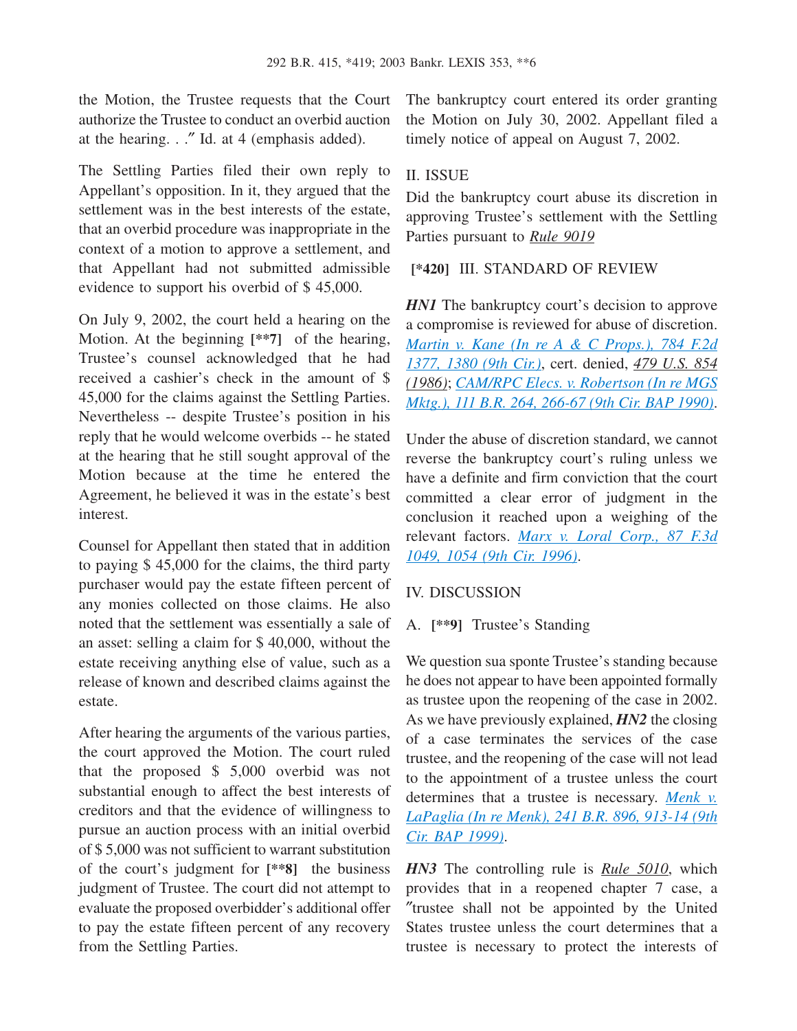the Motion, the Trustee requests that the Court authorize the Trustee to conduct an overbid auction at the hearing. . ." Id. at 4 (emphasis added).

The Settling Parties filed their own reply to Appellant's opposition. In it, they argued that the settlement was in the best interests of the estate, that an overbid procedure was inappropriate in the context of a motion to approve a settlement, and that Appellant had not submitted admissible evidence to support his overbid of $ 45,000.

On July 9, 2002, the court held a hearing on the Motion. At the beginning **[**7]** of the hearing, Trustee's counsel acknowledged that he had received a cashier's check in the amount of $ 45,000 for the claims against the Settling Parties. Nevertheless -- despite Trustee's position in his reply that he would welcome overbids -- he stated at the hearing that he still sought approval of the Motion because at the time he entered the Agreement, he believed it was in the estate's best interest.

Counsel for Appellant then stated that in addition to paying $ 45,000 for the claims, the third party purchaser would pay the estate fifteen percent of any monies collected on those claims. He also noted that the settlement was essentially a sale of an asset: selling a claim for $ 40,000, without the estate receiving anything else of value, such as a release of known and described claims against the estate.

After hearing the arguments of the various parties, the court approved the Motion. The court ruled that the proposed $ 5,000 overbid was not substantial enough to affect the best interests of creditors and that the evidence of willingness to pursue an auction process with an initial overbid of $ 5,000 was not sufficient to warrant substitution of the court's judgment for **[**8]** the business judgment of Trustee. The court did not attempt to evaluate the proposed overbidder's additional offer to pay the estate fifteen percent of any recovery from the Settling Parties.

The bankruptcy court entered its order granting the Motion on July 30, 2002. Appellant filed a timely notice of appeal on August 7, 2002.

## II. ISSUE

Did the bankruptcy court abuse its discretion in approving Trustee's settlement with the Settling Parties pursuant to Rule 9019

## **[*420]** III. STANDARD OF REVIEW

***HN1*** The bankruptcy court's decision to approve a compromise is reviewed for abuse of discretion. Martin v. Kane (In re A & C Props.), 784 F.2d 1377, 1380 (9th Cir.), cert. denied, 479 U.S. 854 (1986); CAM/RPC Elecs. v. Robertson (In re MGS Mktg.), 111 B.R. 264, 266-67 (9th Cir. BAP 1990).

Under the abuse of discretion standard, we cannot reverse the bankruptcy court's ruling unless we have a definite and firm conviction that the court committed a clear error of judgment in the conclusion it reached upon a weighing of the relevant factors. Marx v. Loral Corp., 87 F.3d 1049, 1054 (9th Cir. 1996).

## IV. DISCUSSION

### A. **[**9]** Trustee's Standing

We question sua sponte Trustee's standing because he does not appear to have been appointed formally as trustee upon the reopening of the case in 2002. As we have previously explained, ***HN2*** the closing of a case terminates the services of the case trustee, and the reopening of the case will not lead to the appointment of a trustee unless the court determines that a trustee is necessary. Menk v. LaPaglia (In re Menk), 241 B.R. 896, 913-14 (9th Cir. BAP 1999).

***HN3*** The controlling rule is Rule 5010, which provides that in a reopened chapter 7 case, a "trustee shall not be appointed by the United States trustee unless the court determines that a trustee is necessary to protect the interests of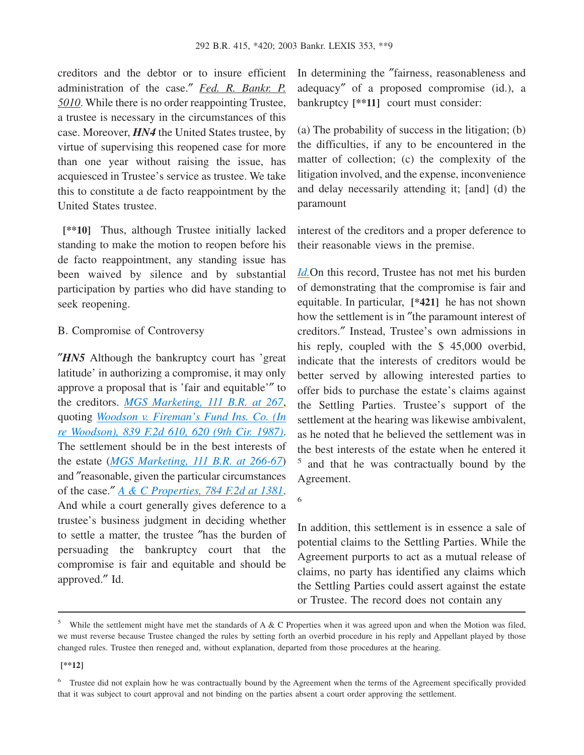creditors and the debtor or to insure efficient administration of the case." *Fed. R. Bankr. P. 5010*. While there is no order reappointing Trustee, a trustee is necessary in the circumstances of this case. Moreover, ***HN4*** the United States trustee, by virtue of supervising this reopened case for more than one year without raising the issue, has acquiesced in Trustee's service as trustee. We take this to constitute a de facto reappointment by the United States trustee.

**[\*\*10]** Thus, although Trustee initially lacked standing to make the motion to reopen before his de facto reappointment, any standing issue has been waived by silence and by substantial participation by parties who did have standing to seek reopening.

B. Compromise of Controversy

"***HN5*** Although the bankruptcy court has 'great latitude' in authorizing a compromise, it may only approve a proposal that is 'fair and equitable'" to the creditors. *MGS Marketing, 111 B.R. at 267*, quoting *Woodson v. Fireman's Fund Ins. Co. (In re Woodson), 839 F.2d 610, 620 (9th Cir. 1987)*. The settlement should be in the best interests of the estate (*MGS Marketing, 111 B.R. at 266-67*) and "reasonable, given the particular circumstances of the case." *A & C Properties, 784 F.2d at 1381*. And while a court generally gives deference to a trustee's business judgment in deciding whether to settle a matter, the trustee "has the burden of persuading the bankruptcy court that the compromise is fair and equitable and should be approved." Id.

In determining the "fairness, reasonableness and adequacy" of a proposed compromise (id.), a bankruptcy **[\*\*11]** court must consider:

(a) The probability of success in the litigation; (b) the difficulties, if any to be encountered in the matter of collection; (c) the complexity of the litigation involved, and the expense, inconvenience and delay necessarily attending it; [and] (d) the paramount

interest of the creditors and a proper deference to their reasonable views in the premise.

*Id.* On this record, Trustee has not met his burden of demonstrating that the compromise is fair and equitable. In particular, **[\*421]** he has not shown how the settlement is in "the paramount interest of creditors." Instead, Trustee's own admissions in his reply, coupled with the $ 45,000 overbid, indicate that the interests of creditors would be better served by allowing interested parties to offer bids to purchase the estate's claims against the Settling Parties. Trustee's support of the settlement at the hearing was likewise ambivalent, as he noted that he believed the settlement was in the best interests of the estate when he entered it [5] and that he was contractually bound by the Agreement.

[6]

In addition, this settlement is in essence a sale of potential claims to the Settling Parties. While the Agreement purports to act as a mutual release of claims, no party has identified any claims which the Settling Parties could assert against the estate or Trustee. The record does not contain any

---

[5] While the settlement might have met the standards of A & C Properties when it was agreed upon and when the Motion was filed, we must reverse because Trustee changed the rules by setting forth an overbid procedure in his reply and Appellant played by those changed rules. Trustee then reneged and, without explanation, departed from those procedures at the hearing.

**[\*\*12]**

[6] Trustee did not explain how he was contractually bound by the Agreement when the terms of the Agreement specifically provided that it was subject to court approval and not binding on the parties absent a court order approving the settlement.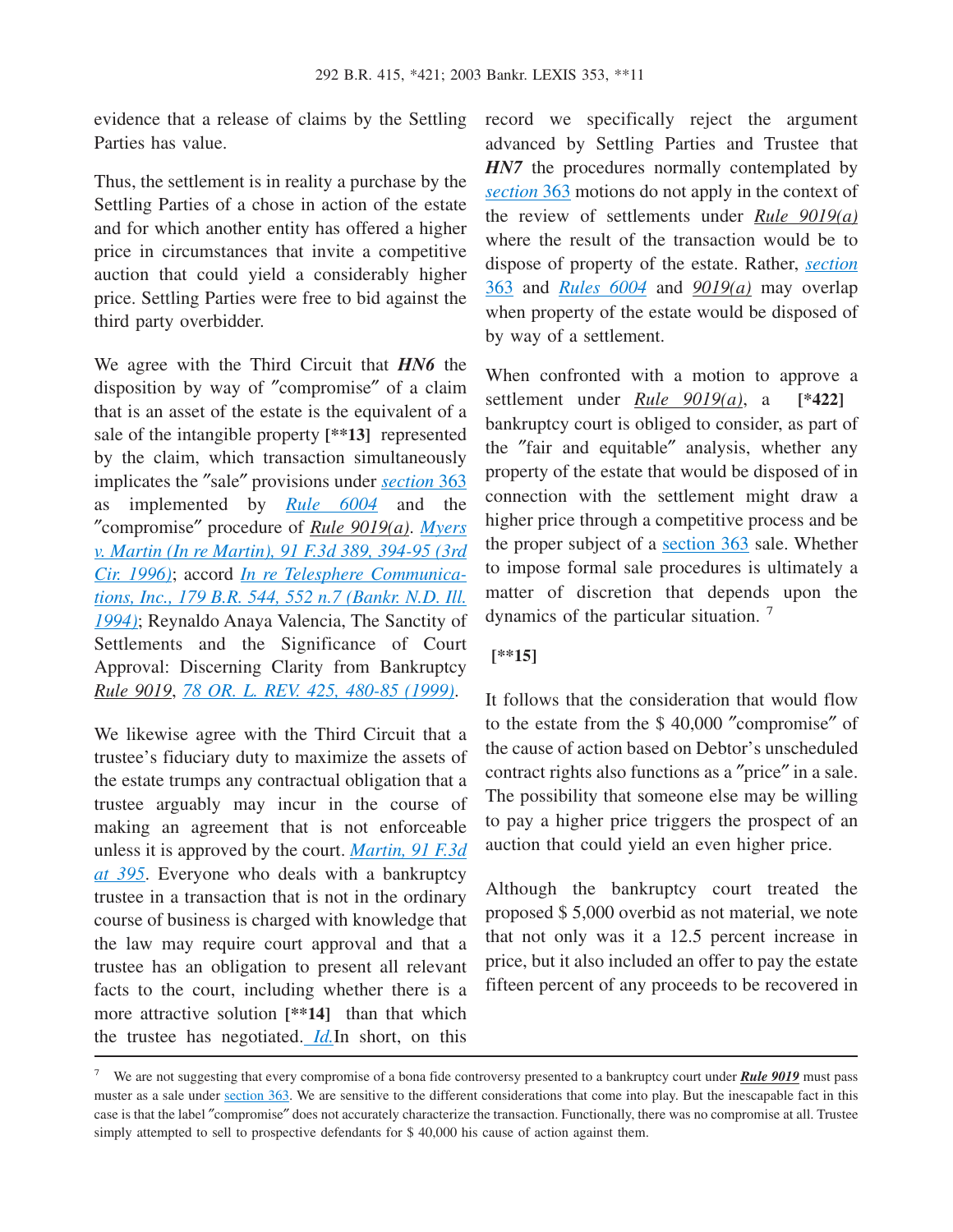evidence that a release of claims by the Settling Parties has value.

Thus, the settlement is in reality a purchase by the Settling Parties of a chose in action of the estate and for which another entity has offered a higher price in circumstances that invite a competitive auction that could yield a considerably higher price. Settling Parties were free to bid against the third party overbidder.

We agree with the Third Circuit that ***HN6*** the disposition by way of "compromise" of a claim that is an asset of the estate is the equivalent of a sale of the intangible property **[\*\*13]** represented by the claim, which transaction simultaneously implicates the "sale" provisions under *section 363* as implemented by *Rule 6004* and the "compromise" procedure of *Rule 9019(a)*. *Myers v. Martin (In re Martin), 91 F.3d 389, 394-95 (3rd Cir. 1996)*; accord *In re Telesphere Communications, Inc., 179 B.R. 544, 552 n.7 (Bankr. N.D. Ill. 1994)*; Reynaldo Anaya Valencia, The Sanctity of Settlements and the Significance of Court Approval: Discerning Clarity from Bankruptcy *Rule 9019*, *78 OR. L. REV. 425, 480-85 (1999)*.

We likewise agree with the Third Circuit that a trustee's fiduciary duty to maximize the assets of the estate trumps any contractual obligation that a trustee arguably may incur in the course of making an agreement that is not enforceable unless it is approved by the court. *Martin, 91 F.3d at 395*. Everyone who deals with a bankruptcy trustee in a transaction that is not in the ordinary course of business is charged with knowledge that the law may require court approval and that a trustee has an obligation to present all relevant facts to the court, including whether there is a more attractive solution **[\*\*14]** than that which the trustee has negotiated. *Id.* In short, on this record we specifically reject the argument advanced by Settling Parties and Trustee that ***HN7*** the procedures normally contemplated by *section 363* motions do not apply in the context of the review of settlements under *Rule 9019(a)* where the result of the transaction would be to dispose of property of the estate. Rather, *section 363* and *Rules 6004* and *9019(a)* may overlap when property of the estate would be disposed of by way of a settlement.

When confronted with a motion to approve a settlement under *Rule 9019(a)*, a **[\*422]** bankruptcy court is obliged to consider, as part of the "fair and equitable" analysis, whether any property of the estate that would be disposed of in connection with the settlement might draw a higher price through a competitive process and be the proper subject of a section 363 sale. Whether to impose formal sale procedures is ultimately a matter of discretion that depends upon the dynamics of the particular situation. [7]

**[\*\*15]**

It follows that the consideration that would flow to the estate from the $ 40,000 "compromise" of the cause of action based on Debtor's unscheduled contract rights also functions as a "price" in a sale. The possibility that someone else may be willing to pay a higher price triggers the prospect of an auction that could yield an even higher price.

Although the bankruptcy court treated the proposed $ 5,000 overbid as not material, we note that not only was it a 12.5 percent increase in price, but it also included an offer to pay the estate fifteen percent of any proceeds to be recovered in

---

[7] We are not suggesting that every compromise of a bona fide controversy presented to a bankruptcy court under ***Rule 9019*** must pass muster as a sale under section 363. We are sensitive to the different considerations that come into play. But the inescapable fact in this case is that the label "compromise" does not accurately characterize the transaction. Functionally, there was no compromise at all. Trustee simply attempted to sell to prospective defendants for $ 40,000 his cause of action against them.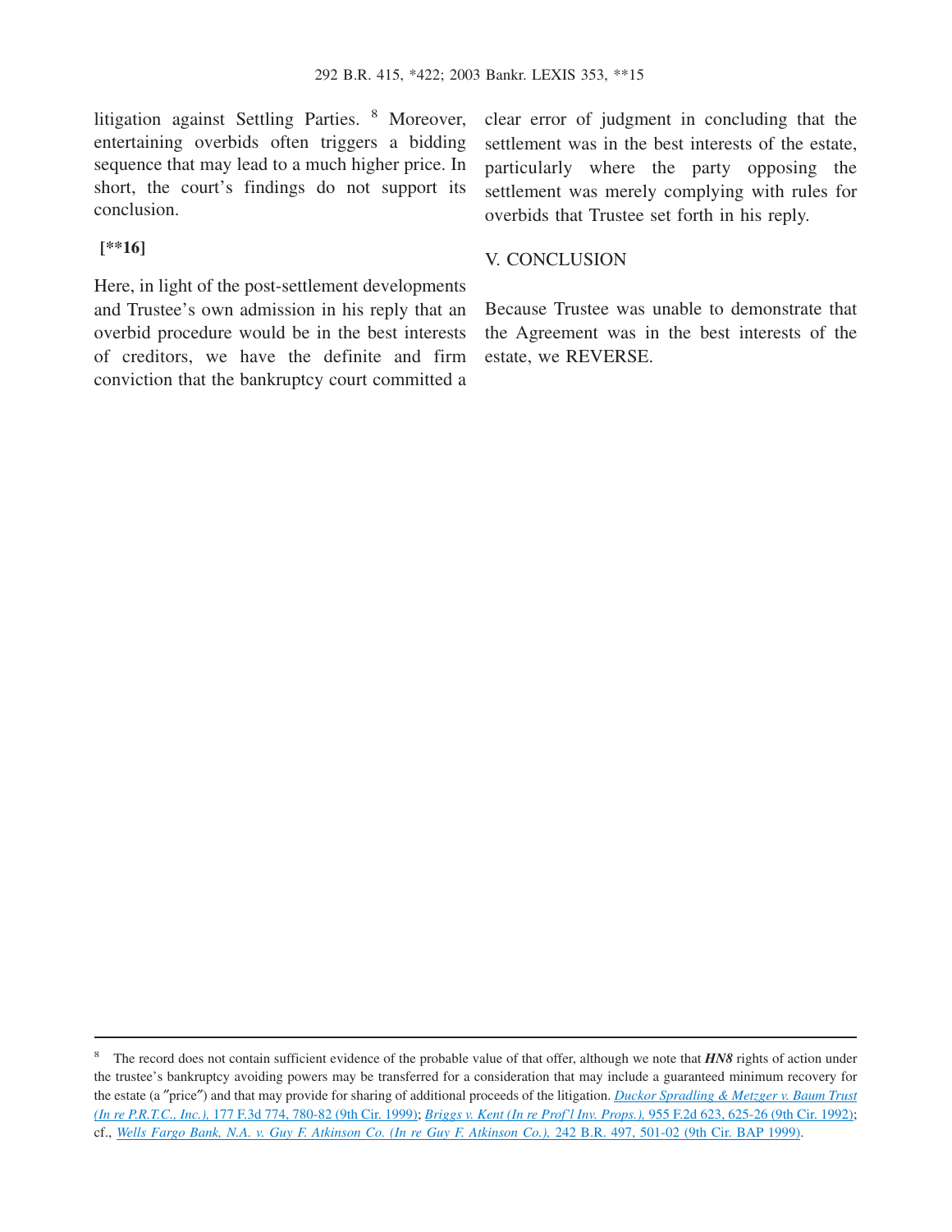litigation against Settling Parties.[8] Moreover, entertaining overbids often triggers a bidding sequence that may lead to a much higher price. In short, the court's findings do not support its conclusion.

**[**16]**

Here, in light of the post-settlement developments and Trustee's own admission in his reply that an overbid procedure would be in the best interests of creditors, we have the definite and firm conviction that the bankruptcy court committed a clear error of judgment in concluding that the settlement was in the best interests of the estate, particularly where the party opposing the settlement was merely complying with rules for overbids that Trustee set forth in his reply.

V. CONCLUSION

Because Trustee was unable to demonstrate that the Agreement was in the best interests of the estate, we REVERSE.

---

[8] The record does not contain sufficient evidence of the probable value of that offer, although we note that ***HN8*** rights of action under the trustee's bankruptcy avoiding powers may be transferred for a consideration that may include a guaranteed minimum recovery for the estate (a "price") and that may provide for sharing of additional proceeds of the litigation. *Duckor Spradling & Metzger v. Baum Trust (In re P.R.T.C., Inc.),* 177 F.3d 774, 780-82 (9th Cir. 1999); *Briggs v. Kent (In re Prof'l Inv. Props.),* 955 F.2d 623, 625-26 (9th Cir. 1992); cf., *Wells Fargo Bank, N.A. v. Guy F. Atkinson Co. (In re Guy F. Atkinson Co.),* 242 B.R. 497, 501-02 (9th Cir. BAP 1999).